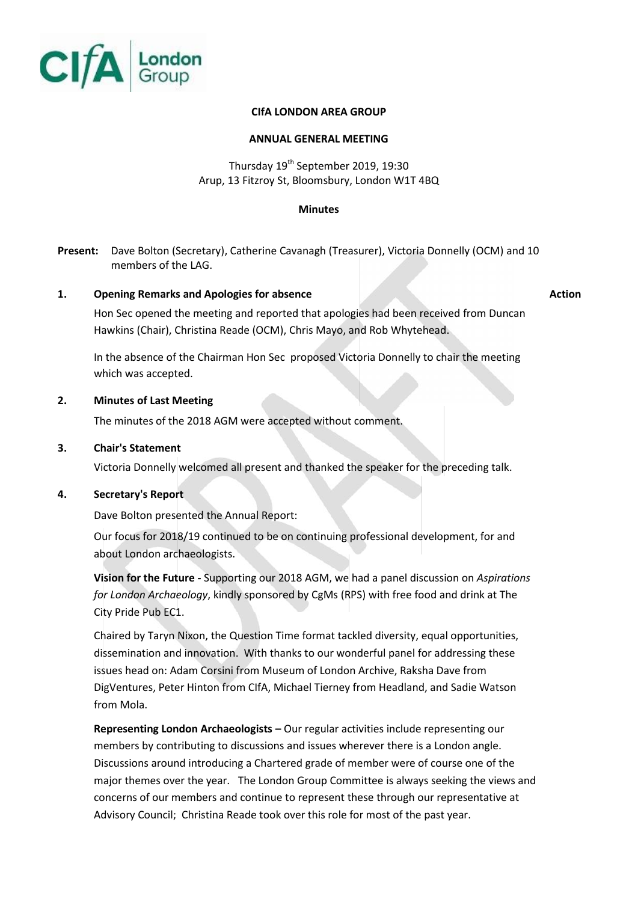**CIfA LONDON AREA GROUP**

**ANNUAL GENERAL MEETING**

Thursday 19th September 2019, 19:30
Arup, 13 Fitzroy St, Bloomsbury, London W1T 4BQ

**Minutes**

**Present:** Dave Bolton (Secretary), Catherine Cavanagh (Treasurer), Victoria Donnelly (OCM) and 10 members of the LAG.

**1. Opening Remarks and Apologies for absence** **Action**

Hon Sec opened the meeting and reported that apologies had been received from Duncan Hawkins (Chair), Christina Reade (OCM), Chris Mayo, and Rob Whytehead.

In the absence of the Chairman Hon Sec proposed Victoria Donnelly to chair the meeting which was accepted.

**2. Minutes of Last Meeting**

The minutes of the 2018 AGM were accepted without comment.

**3. Chair's Statement**

Victoria Donnelly welcomed all present and thanked the speaker for the preceding talk.

**4. Secretary's Report**

Dave Bolton presented the Annual Report:

Our focus for 2018/19 continued to be on continuing professional development, for and about London archaeologists.

**Vision for the Future -** Supporting our 2018 AGM, we had a panel discussion on *Aspirations for London Archaeology*, kindly sponsored by CgMs (RPS) with free food and drink at The City Pride Pub EC1.

Chaired by Taryn Nixon, the Question Time format tackled diversity, equal opportunities, dissemination and innovation. With thanks to our wonderful panel for addressing these issues head on: Adam Corsini from Museum of London Archive, Raksha Dave from DigVentures, Peter Hinton from CIfA, Michael Tierney from Headland, and Sadie Watson from Mola.

**Representing London Archaeologists –** Our regular activities include representing our members by contributing to discussions and issues wherever there is a London angle. Discussions around introducing a Chartered grade of member were of course one of the major themes over the year. The London Group Committee is always seeking the views and concerns of our members and continue to represent these through our representative at Advisory Council; Christina Reade took over this role for most of the past year.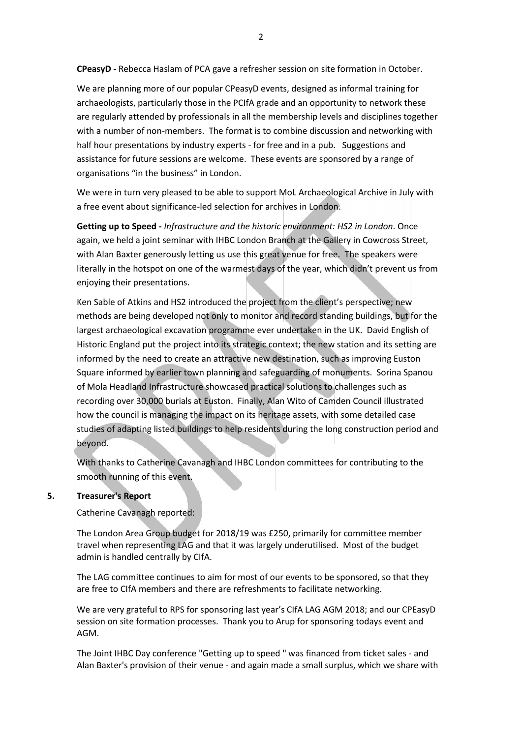**CPeasyD -** Rebecca Haslam of PCA gave a refresher session on site formation in October.

We are planning more of our popular CPeasyD events, designed as informal training for archaeologists, particularly those in the PCIfA grade and an opportunity to network these are regularly attended by professionals in all the membership levels and disciplines together with a number of non-members. The format is to combine discussion and networking with half hour presentations by industry experts - for free and in a pub. Suggestions and assistance for future sessions are welcome. These events are sponsored by a range of organisations "in the business" in London.

We were in turn very pleased to be able to support MoL Archaeological Archive in July with a free event about significance-led selection for archives in London.

**Getting up to Speed -** *Infrastructure and the historic environment: HS2 in London*. Once again, we held a joint seminar with IHBC London Branch at the Gallery in Cowcross Street, with Alan Baxter generously letting us use this great venue for free. The speakers were literally in the hotspot on one of the warmest days of the year, which didn't prevent us from enjoying their presentations.

Ken Sable of Atkins and HS2 introduced the project from the client's perspective; new methods are being developed not only to monitor and record standing buildings, but for the largest archaeological excavation programme ever undertaken in the UK. David English of Historic England put the project into its strategic context; the new station and its setting are informed by the need to create an attractive new destination, such as improving Euston Square informed by earlier town planning and safeguarding of monuments. Sorina Spanou of Mola Headland Infrastructure showcased practical solutions to challenges such as recording over 30,000 burials at Euston. Finally, Alan Wito of Camden Council illustrated how the council is managing the impact on its heritage assets, with some detailed case studies of adapting listed buildings to help residents during the long construction period and beyond.

With thanks to Catherine Cavanagh and IHBC London committees for contributing to the smooth running of this event.

**5. Treasurer's Report**

Catherine Cavanagh reported:

The London Area Group budget for 2018/19 was £250, primarily for committee member travel when representing LAG and that it was largely underutilised. Most of the budget admin is handled centrally by CIfA.

The LAG committee continues to aim for most of our events to be sponsored, so that they are free to CIfA members and there are refreshments to facilitate networking.

We are very grateful to RPS for sponsoring last year's CIfA LAG AGM 2018; and our CPEasyD session on site formation processes. Thank you to Arup for sponsoring todays event and AGM.

The Joint IHBC Day conference "Getting up to speed " was financed from ticket sales - and Alan Baxter's provision of their venue - and again made a small surplus, which we share with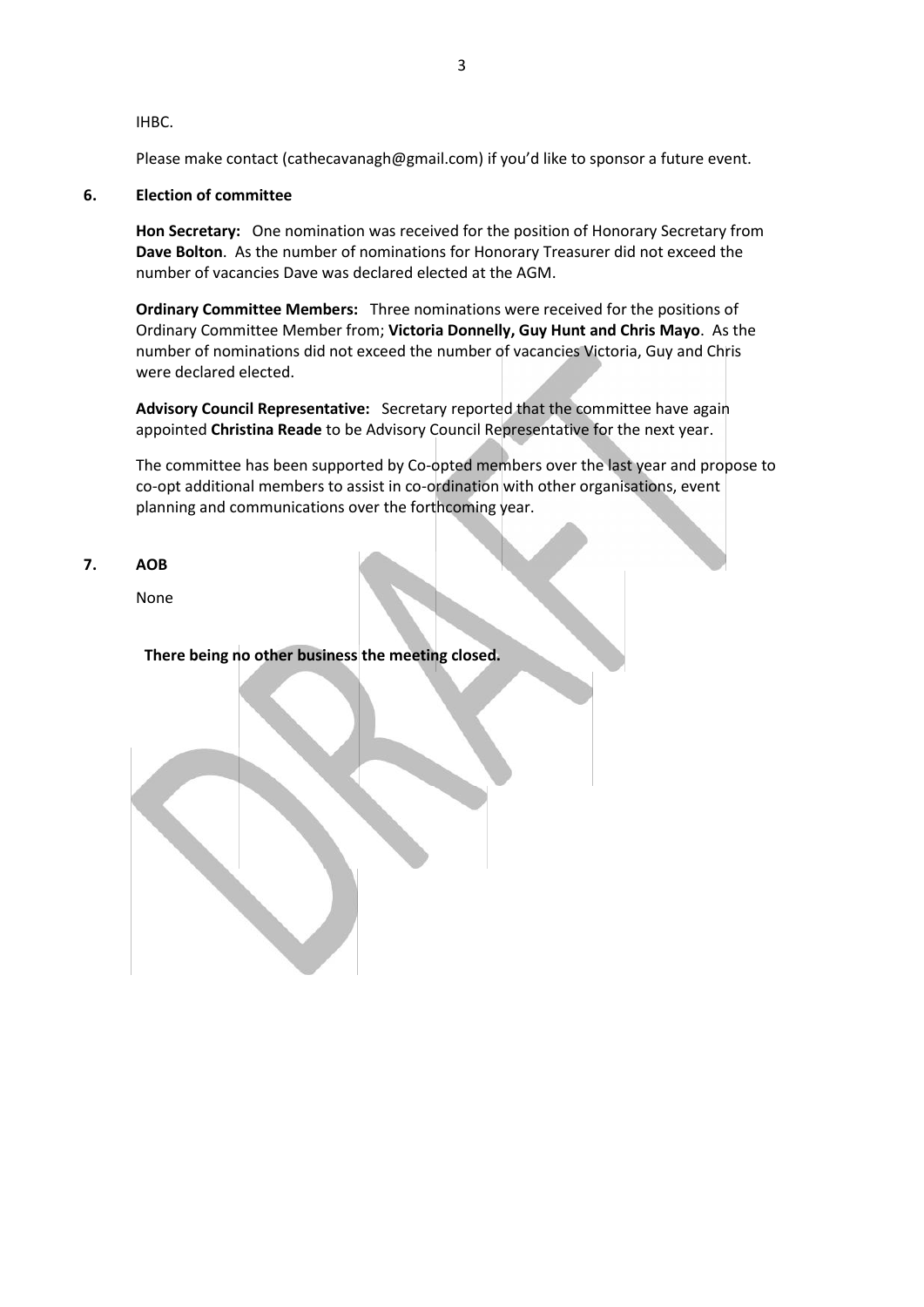IHBC.

Please make contact (cathecavanagh@gmail.com) if you'd like to sponsor a future event.

**6. Election of committee**

**Hon Secretary:** One nomination was received for the position of Honorary Secretary from **Dave Bolton**. As the number of nominations for Honorary Treasurer did not exceed the number of vacancies Dave was declared elected at the AGM.

**Ordinary Committee Members:** Three nominations were received for the positions of Ordinary Committee Member from; **Victoria Donnelly, Guy Hunt and Chris Mayo**. As the number of nominations did not exceed the number of vacancies Victoria, Guy and Chris were declared elected.

**Advisory Council Representative:** Secretary reported that the committee have again appointed **Christina Reade** to be Advisory Council Representative for the next year.

The committee has been supported by Co-opted members over the last year and propose to co-opt additional members to assist in co-ordination with other organisations, event planning and communications over the forthcoming year.

**7. AOB**

None

**There being no other business the meeting closed.**

DRAFT